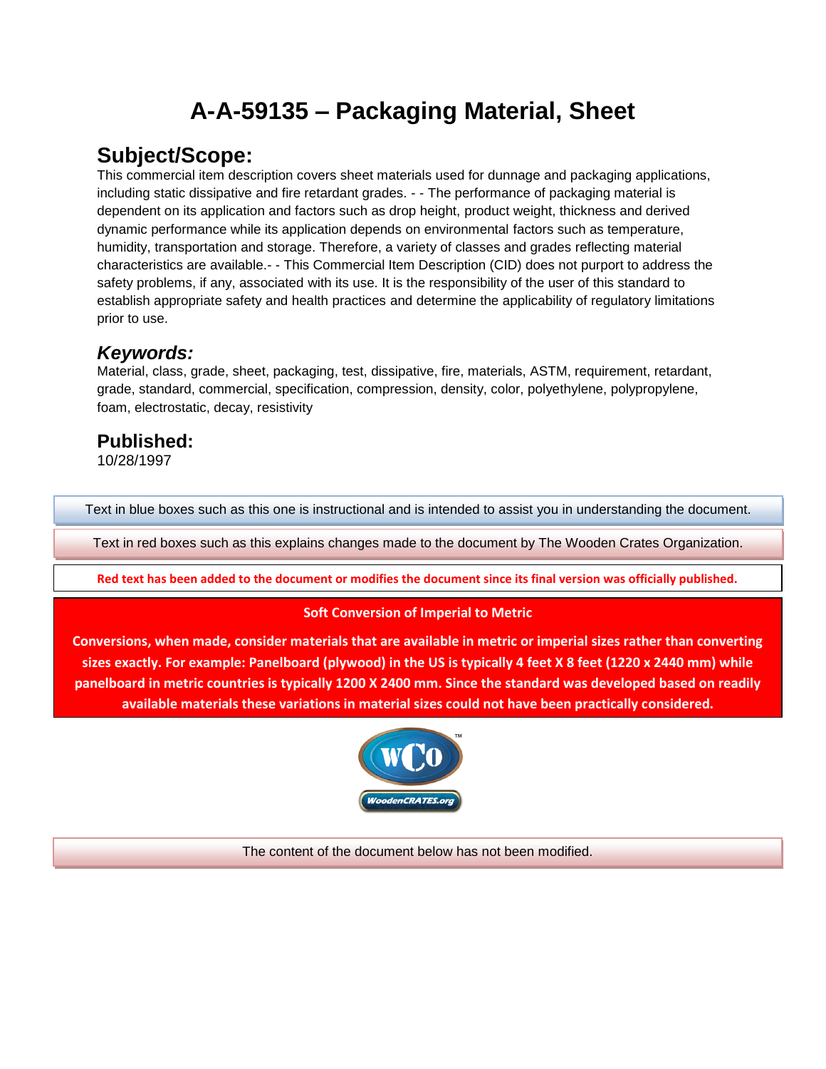# A-A-59135 – Packaging Material, Sheet

## Subject/Scope:

This commercial item description covers sheet materials used for dunnage and packaging applications, including static dissipative and fire retardant grades. - - The performance of packaging material is dependent on its application and factors such as drop height, product weight, thickness and derived dynamic performance while its application depends on environmental factors such as temperature, humidity, transportation and storage. Therefore, a variety of classes and grades reflecting material characteristics are available.- - This Commercial Item Description (CID) does not purport to address the safety problems, if any, associated with its use. It is the responsibility of the user of this standard to establish appropriate safety and health practices and determine the applicability of regulatory limitations prior to use.

## *Keywords:*

Material, class, grade, sheet, packaging, test, dissipative, fire, materials, ASTM, requirement, retardant, grade, standard, commercial, specification, compression, density, color, polyethylene, polypropylene, foam, electrostatic, decay, resistivity

## Published:

10/28/1997

Text in blue boxes such as this one is instructional and is intended to assist you in understanding the document.

Text in red boxes such as this explains changes made to the document by The Wooden Crates Organization.

**Red text has been added to the document or modifies the document since its final version was officially published.**

**Soft Conversion of Imperial to Metric**

**Conversions, when made, consider materials that are available in metric or imperial sizes rather than converting sizes exactly. For example: Panelboard (plywood) in the US is typically 4 feet X 8 feet (1220 x 2440 mm) while panelboard in metric countries is typically 1200 X 2400 mm. Since the standard was developed based on readily available materials these variations in material sizes could not have been practically considered.**

The content of the document below has not been modified.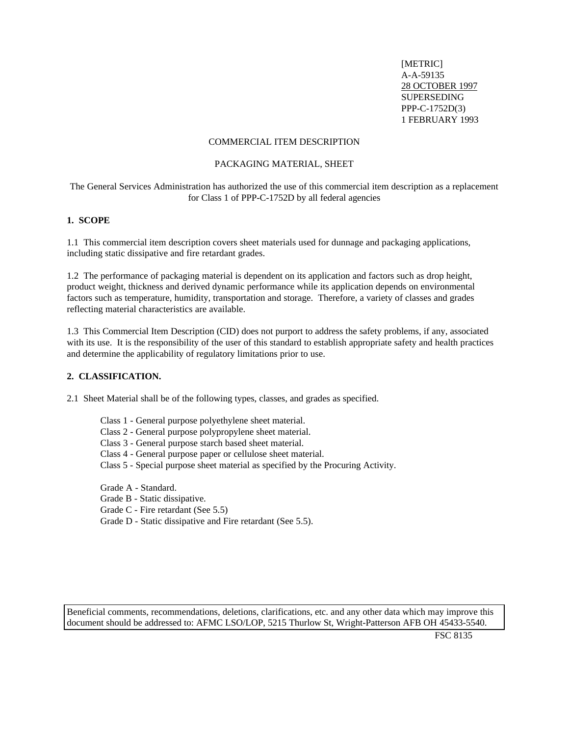[METRIC]
A-A-59135
28 OCTOBER 1997
SUPERSEDING
PPP-C-1752D(3)
1 FEBRUARY 1993

COMMERCIAL ITEM DESCRIPTION

PACKAGING MATERIAL, SHEET

The General Services Administration has authorized the use of this commercial item description as a replacement for Class 1 of PPP-C-1752D by all federal agencies

## 1. SCOPE

1.1 This commercial item description covers sheet materials used for dunnage and packaging applications, including static dissipative and fire retardant grades.

1.2 The performance of packaging material is dependent on its application and factors such as drop height, product weight, thickness and derived dynamic performance while its application depends on environmental factors such as temperature, humidity, transportation and storage. Therefore, a variety of classes and grades reflecting material characteristics are available.

1.3 This Commercial Item Description (CID) does not purport to address the safety problems, if any, associated with its use. It is the responsibility of the user of this standard to establish appropriate safety and health practices and determine the applicability of regulatory limitations prior to use.

## 2. CLASSIFICATION.

2.1 Sheet Material shall be of the following types, classes, and grades as specified.

Class 1 - General purpose polyethylene sheet material.
Class 2 - General purpose polypropylene sheet material.
Class 3 - General purpose starch based sheet material.
Class 4 - General purpose paper or cellulose sheet material.
Class 5 - Special purpose sheet material as specified by the Procuring Activity.

Grade A - Standard.
Grade B - Static dissipative.
Grade C - Fire retardant (See 5.5)
Grade D - Static dissipative and Fire retardant (See 5.5).

Beneficial comments, recommendations, deletions, clarifications, etc. and any other data which may improve this document should be addressed to: AFMC LSO/LOP, 5215 Thurlow St, Wright-Patterson AFB OH 45433-5540.

FSC 8135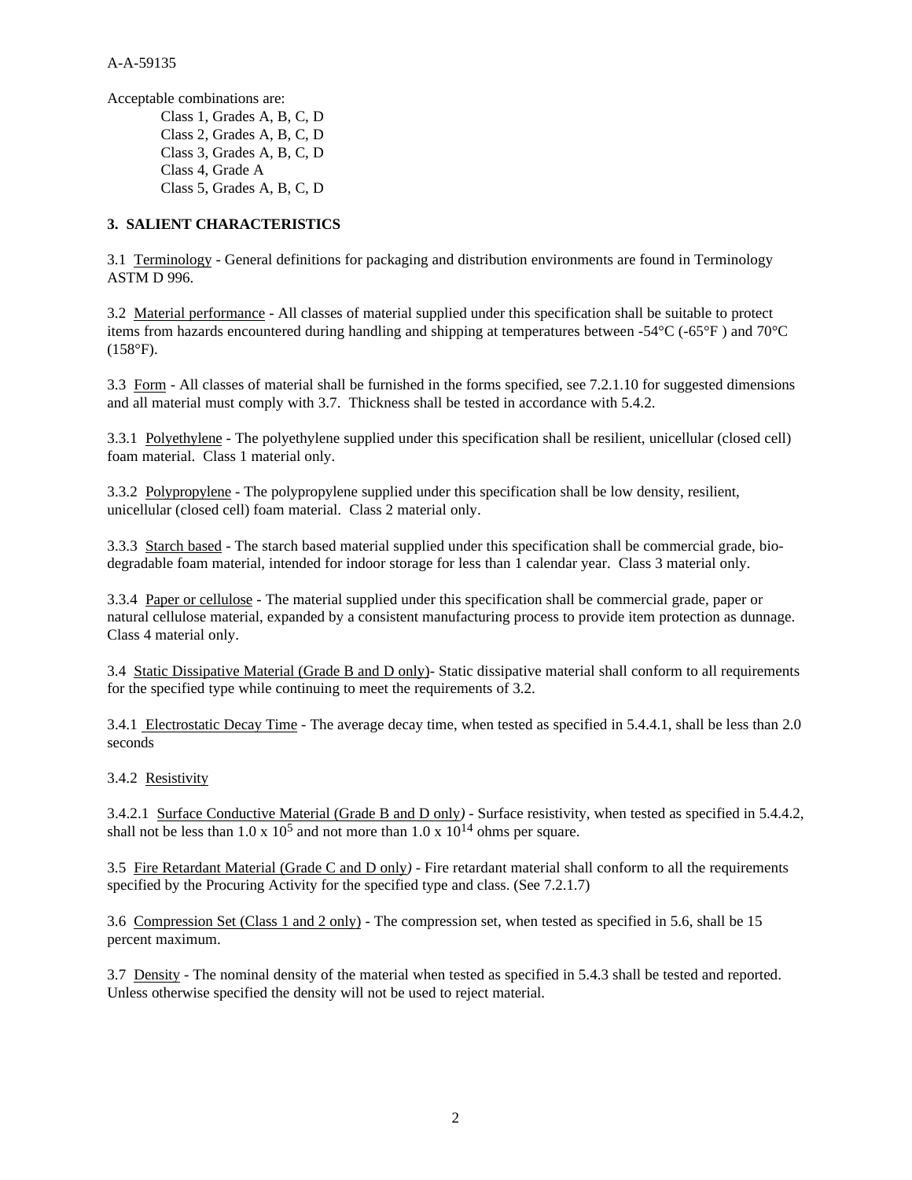Acceptable combinations are:

Class 1, Grades A, B, C, D
Class 2, Grades A, B, C, D
Class 3, Grades A, B, C, D
Class 4, Grade A
Class 5, Grades A, B, C, D

## 3. SALIENT CHARACTERISTICS

3.1 Terminology - General definitions for packaging and distribution environments are found in Terminology ASTM D 996.

3.2 Material performance - All classes of material supplied under this specification shall be suitable to protect items from hazards encountered during handling and shipping at temperatures between -54°C (-65°F ) and 70°C (158°F).

3.3 Form - All classes of material shall be furnished in the forms specified, see 7.2.1.10 for suggested dimensions and all material must comply with 3.7. Thickness shall be tested in accordance with 5.4.2.

3.3.1 Polyethylene - The polyethylene supplied under this specification shall be resilient, unicellular (closed cell) foam material. Class 1 material only.

3.3.2 Polypropylene - The polypropylene supplied under this specification shall be low density, resilient, unicellular (closed cell) foam material. Class 2 material only.

3.3.3 Starch based - The starch based material supplied under this specification shall be commercial grade, bio-degradable foam material, intended for indoor storage for less than 1 calendar year. Class 3 material only.

3.3.4 Paper or cellulose - The material supplied under this specification shall be commercial grade, paper or natural cellulose material, expanded by a consistent manufacturing process to provide item protection as dunnage. Class 4 material only.

3.4 Static Dissipative Material (Grade B and D only)- Static dissipative material shall conform to all requirements for the specified type while continuing to meet the requirements of 3.2.

3.4.1 Electrostatic Decay Time - The average decay time, when tested as specified in 5.4.4.1, shall be less than 2.0 seconds

3.4.2 Resistivity

3.4.2.1 Surface Conductive Material (Grade B and D only) - Surface resistivity, when tested as specified in 5.4.4.2, shall not be less than $1.0 \times 10^5$ and not more than $1.0 \times 10^{14}$ ohms per square.

3.5 Fire Retardant Material (Grade C and D only) - Fire retardant material shall conform to all the requirements specified by the Procuring Activity for the specified type and class. (See 7.2.1.7)

3.6 Compression Set (Class 1 and 2 only) - The compression set, when tested as specified in 5.6, shall be 15 percent maximum.

3.7 Density - The nominal density of the material when tested as specified in 5.4.3 shall be tested and reported. Unless otherwise specified the density will not be used to reject material.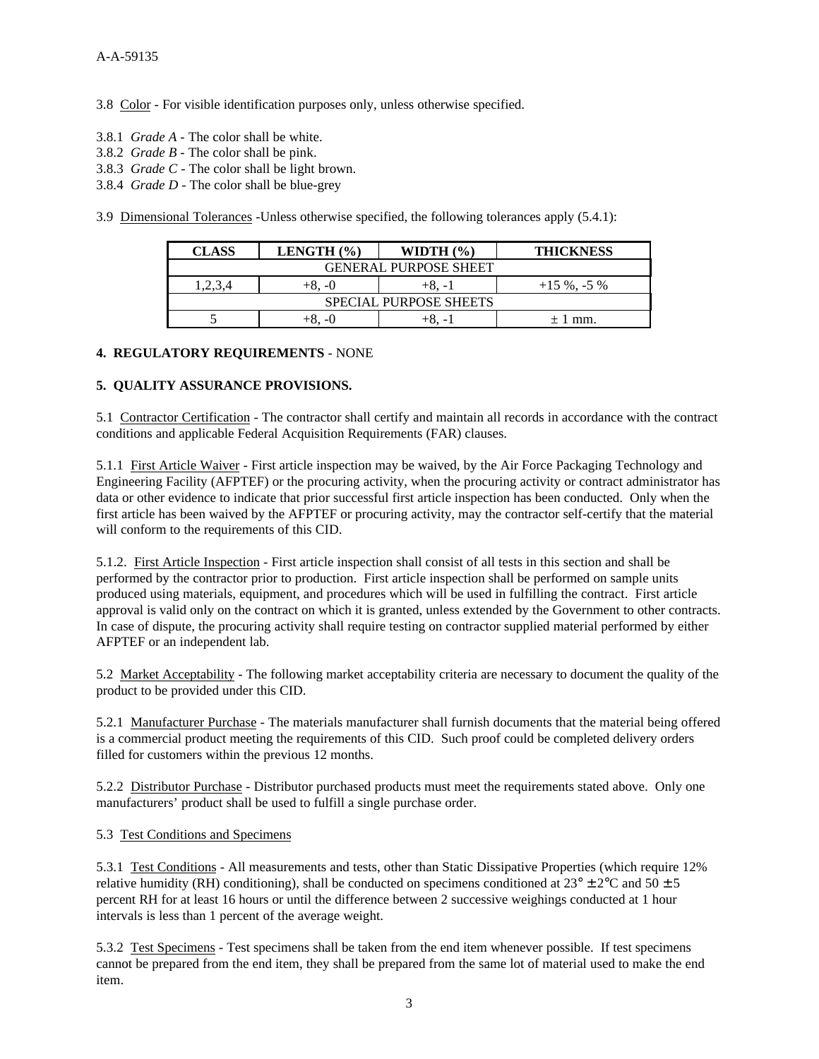3.8 Color - For visible identification purposes only, unless otherwise specified.

3.8.1 *Grade A* - The color shall be white.
3.8.2 *Grade B* - The color shall be pink.
3.8.3 *Grade C* - The color shall be light brown.
3.8.4 *Grade D* - The color shall be blue-grey

3.9 Dimensional Tolerances -Unless otherwise specified, the following tolerances apply (5.4.1):

| CLASS | LENGTH (%) | WIDTH (%) | THICKNESS |
|---|---|---|---|
| GENERAL PURPOSE SHEET | | | |
| 1,2,3,4 | +8, -0 | +8, -1 | +15 %, -5 % |
| SPECIAL PURPOSE SHEETS | | | |
| 5 | +8, -0 | +8, -1 | ± 1 mm. |

**4. REGULATORY REQUIREMENTS** - NONE

**5. QUALITY ASSURANCE PROVISIONS.**

5.1 Contractor Certification - The contractor shall certify and maintain all records in accordance with the contract conditions and applicable Federal Acquisition Requirements (FAR) clauses.

5.1.1 First Article Waiver - First article inspection may be waived, by the Air Force Packaging Technology and Engineering Facility (AFPTEF) or the procuring activity, when the procuring activity or contract administrator has data or other evidence to indicate that prior successful first article inspection has been conducted. Only when the first article has been waived by the AFPTEF or procuring activity, may the contractor self-certify that the material will conform to the requirements of this CID.

5.1.2. First Article Inspection - First article inspection shall consist of all tests in this section and shall be performed by the contractor prior to production. First article inspection shall be performed on sample units produced using materials, equipment, and procedures which will be used in fulfilling the contract. First article approval is valid only on the contract on which it is granted, unless extended by the Government to other contracts. In case of dispute, the procuring activity shall require testing on contractor supplied material performed by either AFPTEF or an independent lab.

5.2 Market Acceptability - The following market acceptability criteria are necessary to document the quality of the product to be provided under this CID.

5.2.1 Manufacturer Purchase - The materials manufacturer shall furnish documents that the material being offered is a commercial product meeting the requirements of this CID. Such proof could be completed delivery orders filled for customers within the previous 12 months.

5.2.2 Distributor Purchase - Distributor purchased products must meet the requirements stated above. Only one manufacturers' product shall be used to fulfill a single purchase order.

5.3 Test Conditions and Specimens

5.3.1 Test Conditions - All measurements and tests, other than Static Dissipative Properties (which require 12% relative humidity (RH) conditioning), shall be conducted on specimens conditioned at 23° ± 2°C and 50 ± 5 percent RH for at least 16 hours or until the difference between 2 successive weighings conducted at 1 hour intervals is less than 1 percent of the average weight.

5.3.2 Test Specimens - Test specimens shall be taken from the end item whenever possible. If test specimens cannot be prepared from the end item, they shall be prepared from the same lot of material used to make the end item.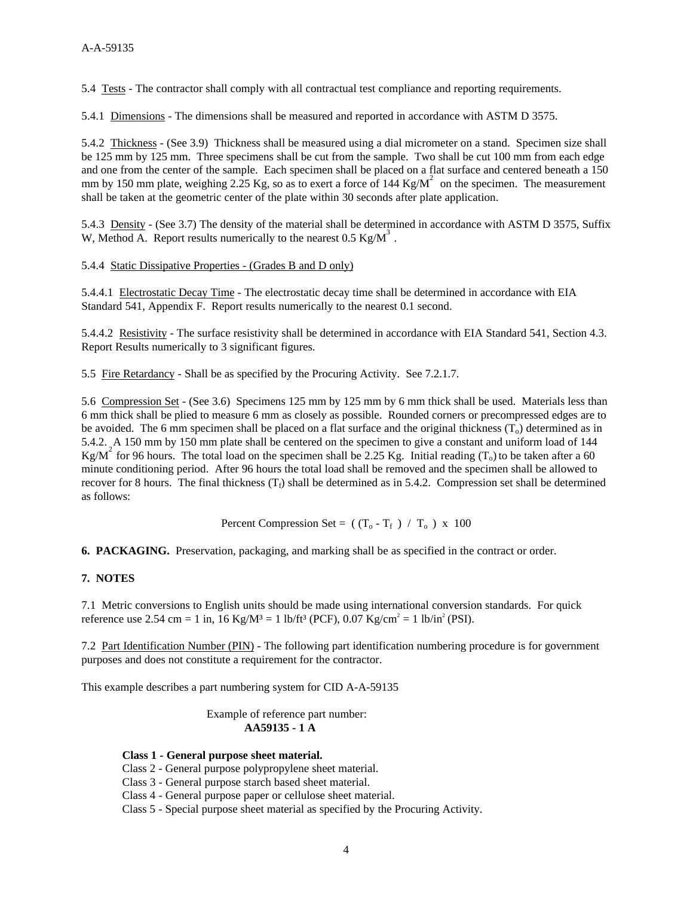5.4 Tests - The contractor shall comply with all contractual test compliance and reporting requirements.

5.4.1 Dimensions - The dimensions shall be measured and reported in accordance with ASTM D 3575.

5.4.2 Thickness - (See 3.9) Thickness shall be measured using a dial micrometer on a stand. Specimen size shall be 125 mm by 125 mm. Three specimens shall be cut from the sample. Two shall be cut 100 mm from each edge and one from the center of the sample. Each specimen shall be placed on a flat surface and centered beneath a 150 mm by 150 mm plate, weighing 2.25 Kg, so as to exert a force of 144 $Kg/M^2$ on the specimen. The measurement shall be taken at the geometric center of the plate within 30 seconds after plate application.

5.4.3 Density - (See 3.7) The density of the material shall be determined in accordance with ASTM D 3575, Suffix W, Method A. Report results numerically to the nearest 0.5 $Kg/M^3$ .

5.4.4 Static Dissipative Properties - (Grades B and D only)

5.4.4.1 Electrostatic Decay Time - The electrostatic decay time shall be determined in accordance with EIA Standard 541, Appendix F. Report results numerically to the nearest 0.1 second.

5.4.4.2 Resistivity - The surface resistivity shall be determined in accordance with EIA Standard 541, Section 4.3. Report Results numerically to 3 significant figures.

5.5 Fire Retardancy - Shall be as specified by the Procuring Activity. See 7.2.1.7.

5.6 Compression Set - (See 3.6) Specimens 125 mm by 125 mm by 6 mm thick shall be used. Materials less than 6 mm thick shall be plied to measure 6 mm as closely as possible. Rounded corners or precompressed edges are to be avoided. The 6 mm specimen shall be placed on a flat surface and the original thickness ($T_o$) determined as in 5.4.2. A 150 mm by 150 mm plate shall be centered on the specimen to give a constant and uniform load of 144 $Kg/M^2$ for 96 hours. The total load on the specimen shall be 2.25 Kg. Initial reading ($T_o$) to be taken after a 60 minute conditioning period. After 96 hours the total load shall be removed and the specimen shall be allowed to recover for 8 hours. The final thickness ($T_f$) shall be determined as in 5.4.2. Compression set shall be determined as follows:

$$\text{Percent Compression Set} = \left( (T_o - T_f) \;/\; T_o \right) \times 100$$

**6. PACKAGING.** Preservation, packaging, and marking shall be as specified in the contract or order.

**7. NOTES**

7.1 Metric conversions to English units should be made using international conversion standards. For quick reference use 2.54 cm = 1 in, 16 $Kg/M^3$ = 1 $lb/ft^3$ (PCF), 0.07 $Kg/cm^2$ = 1 $lb/in^2$ (PSI).

7.2 Part Identification Number (PIN) - The following part identification numbering procedure is for government purposes and does not constitute a requirement for the contractor.

This example describes a part numbering system for CID A-A-59135

Example of reference part number:
**AA59135 - 1 A**

**Class 1 - General purpose sheet material.**
Class 2 - General purpose polypropylene sheet material.
Class 3 - General purpose starch based sheet material.
Class 4 - General purpose paper or cellulose sheet material.
Class 5 - Special purpose sheet material as specified by the Procuring Activity.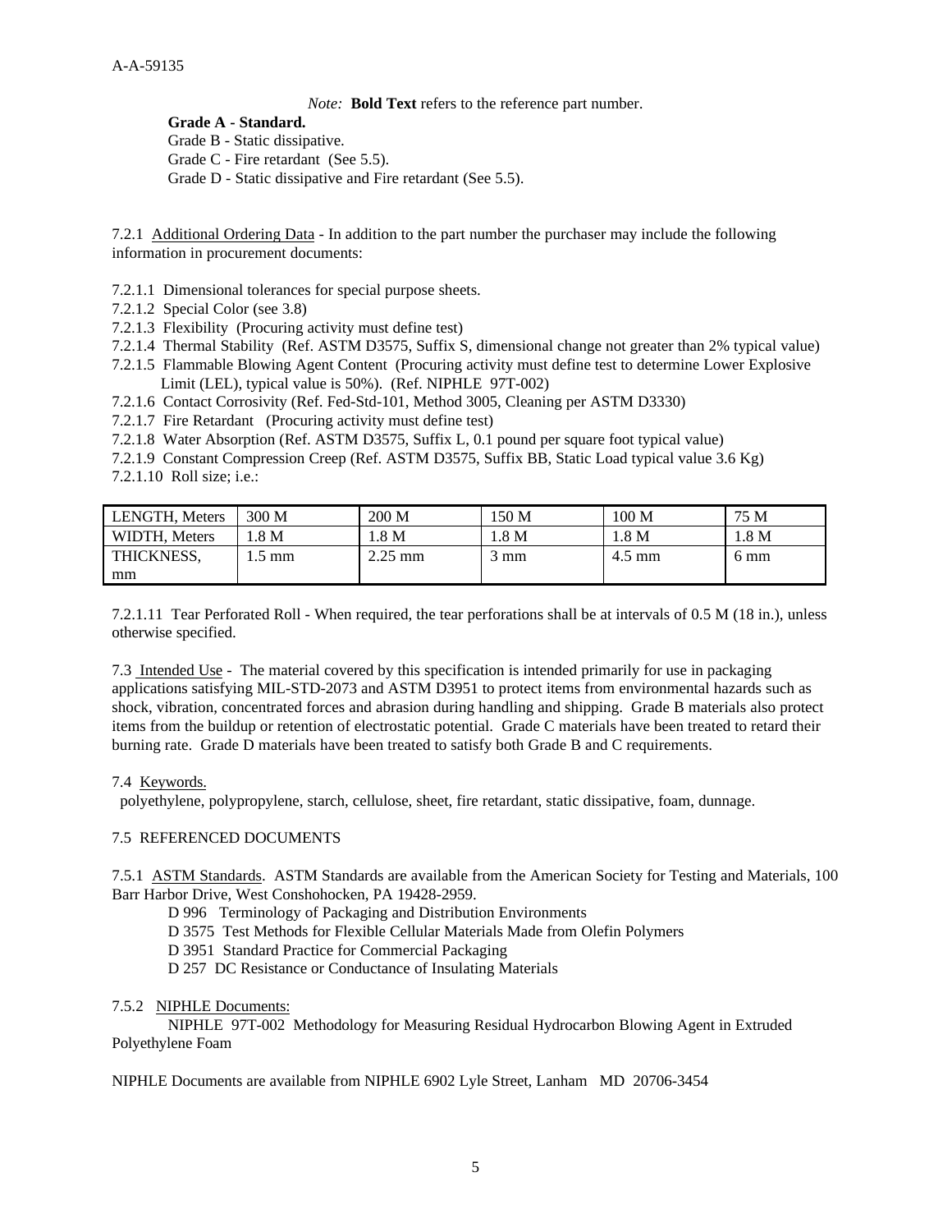*Note:* **Bold Text** refers to the reference part number.

**Grade A - Standard.**
Grade B - Static dissipative.
Grade C - Fire retardant (See 5.5).
Grade D - Static dissipative and Fire retardant (See 5.5).

7.2.1 Additional Ordering Data - In addition to the part number the purchaser may include the following information in procurement documents:

7.2.1.1 Dimensional tolerances for special purpose sheets.
7.2.1.2 Special Color (see 3.8)
7.2.1.3 Flexibility (Procuring activity must define test)
7.2.1.4 Thermal Stability (Ref. ASTM D3575, Suffix S, dimensional change not greater than 2% typical value)
7.2.1.5 Flammable Blowing Agent Content (Procuring activity must define test to determine Lower Explosive Limit (LEL), typical value is 50%). (Ref. NIPHLE 97T-002)
7.2.1.6 Contact Corrosivity (Ref. Fed-Std-101, Method 3005, Cleaning per ASTM D3330)
7.2.1.7 Fire Retardant (Procuring activity must define test)
7.2.1.8 Water Absorption (Ref. ASTM D3575, Suffix L, 0.1 pound per square foot typical value)
7.2.1.9 Constant Compression Creep (Ref. ASTM D3575, Suffix BB, Static Load typical value 3.6 Kg)
7.2.1.10 Roll size; i.e.:

| LENGTH, Meters | 300 M | 200 M | 150 M | 100 M | 75 M |
|---|---|---|---|---|---|
| WIDTH, Meters | 1.8 M | 1.8 M | 1.8 M | 1.8 M | 1.8 M |
| THICKNESS, mm | 1.5 mm | 2.25 mm | 3 mm | 4.5 mm | 6 mm |

7.2.1.11 Tear Perforated Roll - When required, the tear perforations shall be at intervals of 0.5 M (18 in.), unless otherwise specified.

7.3 Intended Use - The material covered by this specification is intended primarily for use in packaging applications satisfying MIL-STD-2073 and ASTM D3951 to protect items from environmental hazards such as shock, vibration, concentrated forces and abrasion during handling and shipping. Grade B materials also protect items from the buildup or retention of electrostatic potential. Grade C materials have been treated to retard their burning rate. Grade D materials have been treated to satisfy both Grade B and C requirements.

7.4 Keywords.

polyethylene, polypropylene, starch, cellulose, sheet, fire retardant, static dissipative, foam, dunnage.

7.5 REFERENCED DOCUMENTS

7.5.1 ASTM Standards. ASTM Standards are available from the American Society for Testing and Materials, 100 Barr Harbor Drive, West Conshohocken, PA 19428-2959.

D 996 Terminology of Packaging and Distribution Environments
D 3575 Test Methods for Flexible Cellular Materials Made from Olefin Polymers
D 3951 Standard Practice for Commercial Packaging
D 257 DC Resistance or Conductance of Insulating Materials

7.5.2 NIPHLE Documents:

NIPHLE 97T-002 Methodology for Measuring Residual Hydrocarbon Blowing Agent in Extruded Polyethylene Foam

NIPHLE Documents are available from NIPHLE 6902 Lyle Street, Lanham MD 20706-3454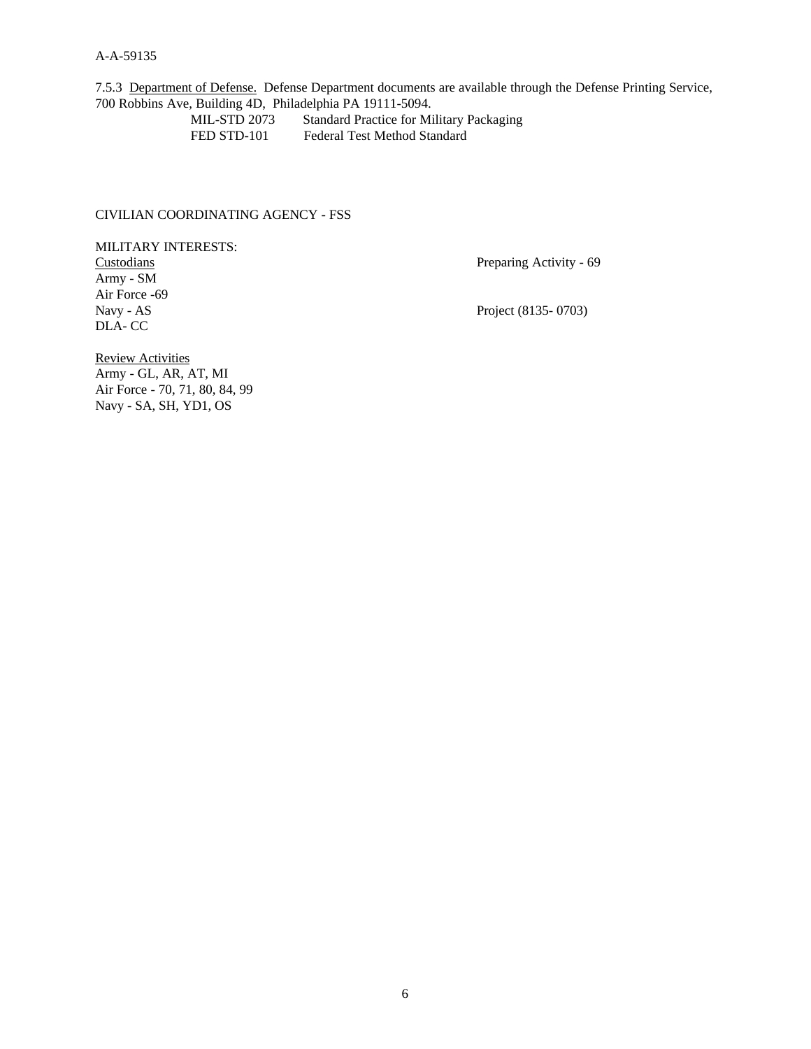7.5.3 Department of Defense. Defense Department documents are available through the Defense Printing Service, 700 Robbins Ave, Building 4D, Philadelphia PA 19111-5094.

| | |
|---|---|
| MIL-STD 2073 | Standard Practice for Military Packaging |
| FED STD-101 | Federal Test Method Standard |

CIVILIAN COORDINATING AGENCY - FSS

MILITARY INTERESTS:

Custodians
Army - SM
Air Force -69
Navy - AS
DLA- CC

Preparing Activity - 69

Project (8135- 0703)

Review Activities
Army - GL, AR, AT, MI
Air Force - 70, 71, 80, 84, 99
Navy - SA, SH, YD1, OS